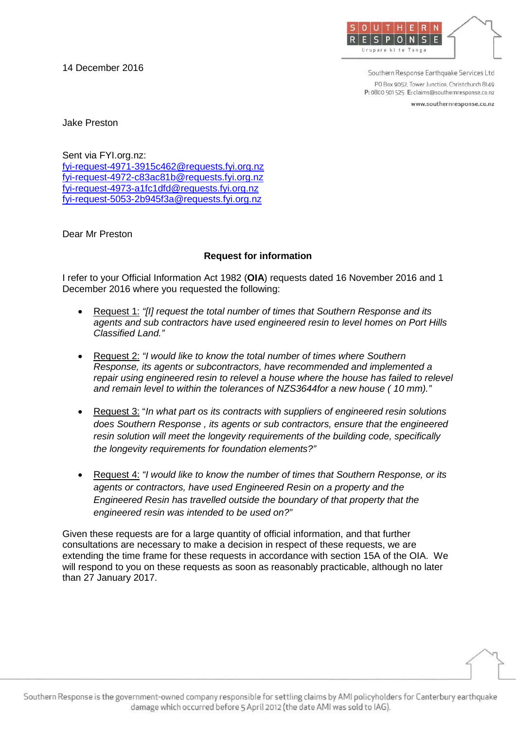Southern Response Earthquake Services Ltd
PO Box 9052, Tower Junction, Christchurch 8149
P: 0800 501 525 E: claims@southernresponse.co.nz
www.southernresponse.co.nz

14 December 2016

Jake Preston

Sent via FYI.org.nz:
fyi-request-4971-3915c462@requests.fyi.org.nz
fyi-request-4972-c83ac81b@requests.fyi.org.nz
fyi-request-4973-a1fc1dfd@requests.fyi.org.nz
fyi-request-5053-2b945f3a@requests.fyi.org.nz

Dear Mr Preston

**Request for information**

I refer to your Official Information Act 1982 (**OIA**) requests dated 16 November 2016 and 1 December 2016 where you requested the following:

- Request 1: *"[I] request the total number of times that Southern Response and its agents and sub contractors have used engineered resin to level homes on Port Hills Classified Land."*
- Request 2: *"I would like to know the total number of times where Southern Response, its agents or subcontractors, have recommended and implemented a repair using engineered resin to relevel a house where the house has failed to relevel and remain level to within the tolerances of NZS3644for a new house ( 10 mm)."*
- Request 3: "*In what part os its contracts with suppliers of engineered resin solutions does Southern Response , its agents or sub contractors, ensure that the engineered resin solution will meet the longevity requirements of the building code, specifically the longevity requirements for foundation elements?"*
- Request 4: *"I would like to know the number of times that Southern Response, or its agents or contractors, have used Engineered Resin on a property and the Engineered Resin has travelled outside the boundary of that property that the engineered resin was intended to be used on?"*

Given these requests are for a large quantity of official information, and that further consultations are necessary to make a decision in respect of these requests, we are extending the time frame for these requests in accordance with section 15A of the OIA. We will respond to you on these requests as soon as reasonably practicable, although no later than 27 January 2017.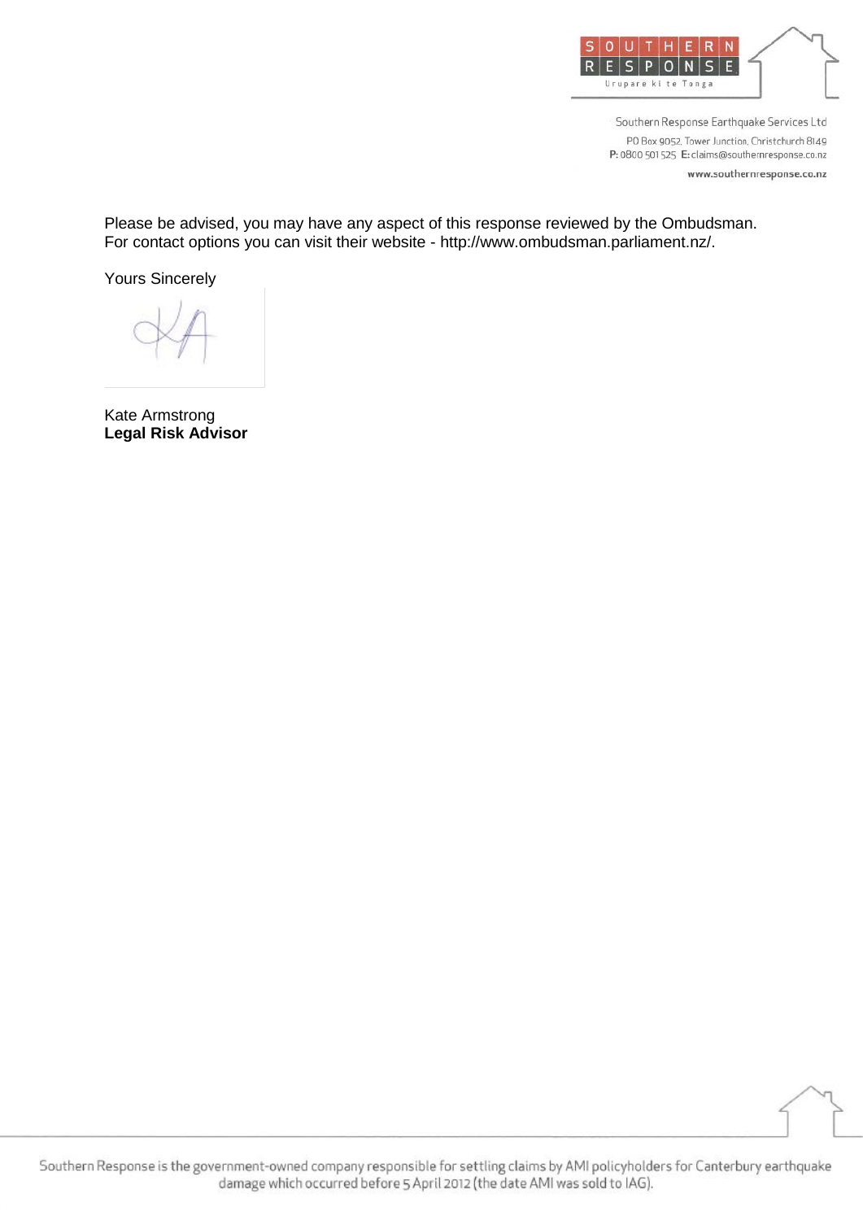Southern Response Earthquake Services Ltd
PO Box 9052, Tower Junction, Christchurch 8149
P: 0800 501 525 E: claims@southernresponse.co.nz
www.southernresponse.co.nz

Please be advised, you may have any aspect of this response reviewed by the Ombudsman. For contact options you can visit their website - http://www.ombudsman.parliament.nz/.

Yours Sincerely

Kate Armstrong
**Legal Risk Advisor**

Southern Response is the government-owned company responsible for settling claims by AMI policyholders for Canterbury earthquake damage which occurred before 5 April 2012 (the date AMI was sold to IAG).